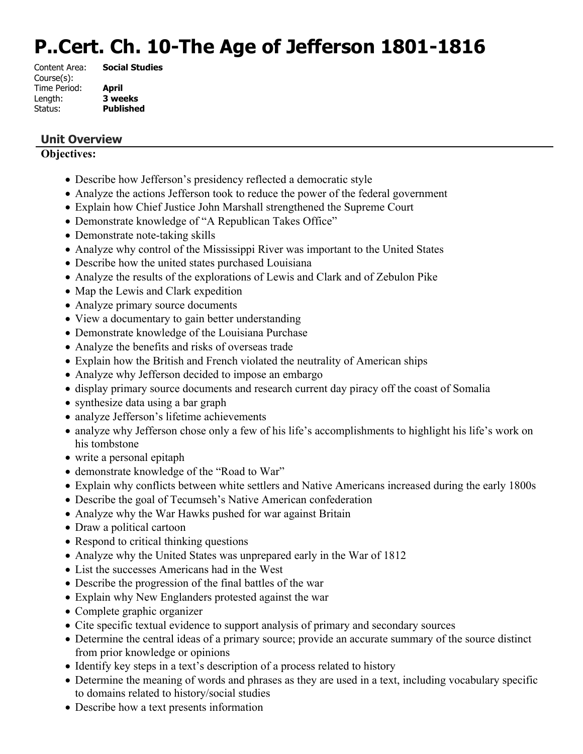# P..Cert. Ch. 10-The Age of Jefferson 1801-1816

Content Area: **Social Studies**
Course(s):
Time Period: **April**
Length: **3 weeks**
Status: **Published**

## Unit Overview

**Objectives:**

- Describe how Jefferson's presidency reflected a democratic style
- Analyze the actions Jefferson took to reduce the power of the federal government
- Explain how Chief Justice John Marshall strengthened the Supreme Court
- Demonstrate knowledge of "A Republican Takes Office"
- Demonstrate note-taking skills
- Analyze why control of the Mississippi River was important to the United States
- Describe how the united states purchased Louisiana
- Analyze the results of the explorations of Lewis and Clark and of Zebulon Pike
- Map the Lewis and Clark expedition
- Analyze primary source documents
- View a documentary to gain better understanding
- Demonstrate knowledge of the Louisiana Purchase
- Analyze the benefits and risks of overseas trade
- Explain how the British and French violated the neutrality of American ships
- Analyze why Jefferson decided to impose an embargo
- display primary source documents and research current day piracy off the coast of Somalia
- synthesize data using a bar graph
- analyze Jefferson's lifetime achievements
- analyze why Jefferson chose only a few of his life's accomplishments to highlight his life's work on his tombstone
- write a personal epitaph
- demonstrate knowledge of the "Road to War"
- Explain why conflicts between white settlers and Native Americans increased during the early 1800s
- Describe the goal of Tecumseh's Native American confederation
- Analyze why the War Hawks pushed for war against Britain
- Draw a political cartoon
- Respond to critical thinking questions
- Analyze why the United States was unprepared early in the War of 1812
- List the successes Americans had in the West
- Describe the progression of the final battles of the war
- Explain why New Englanders protested against the war
- Complete graphic organizer
- Cite specific textual evidence to support analysis of primary and secondary sources
- Determine the central ideas of a primary source; provide an accurate summary of the source distinct from prior knowledge or opinions
- Identify key steps in a text's description of a process related to history
- Determine the meaning of words and phrases as they are used in a text, including vocabulary specific to domains related to history/social studies
- Describe how a text presents information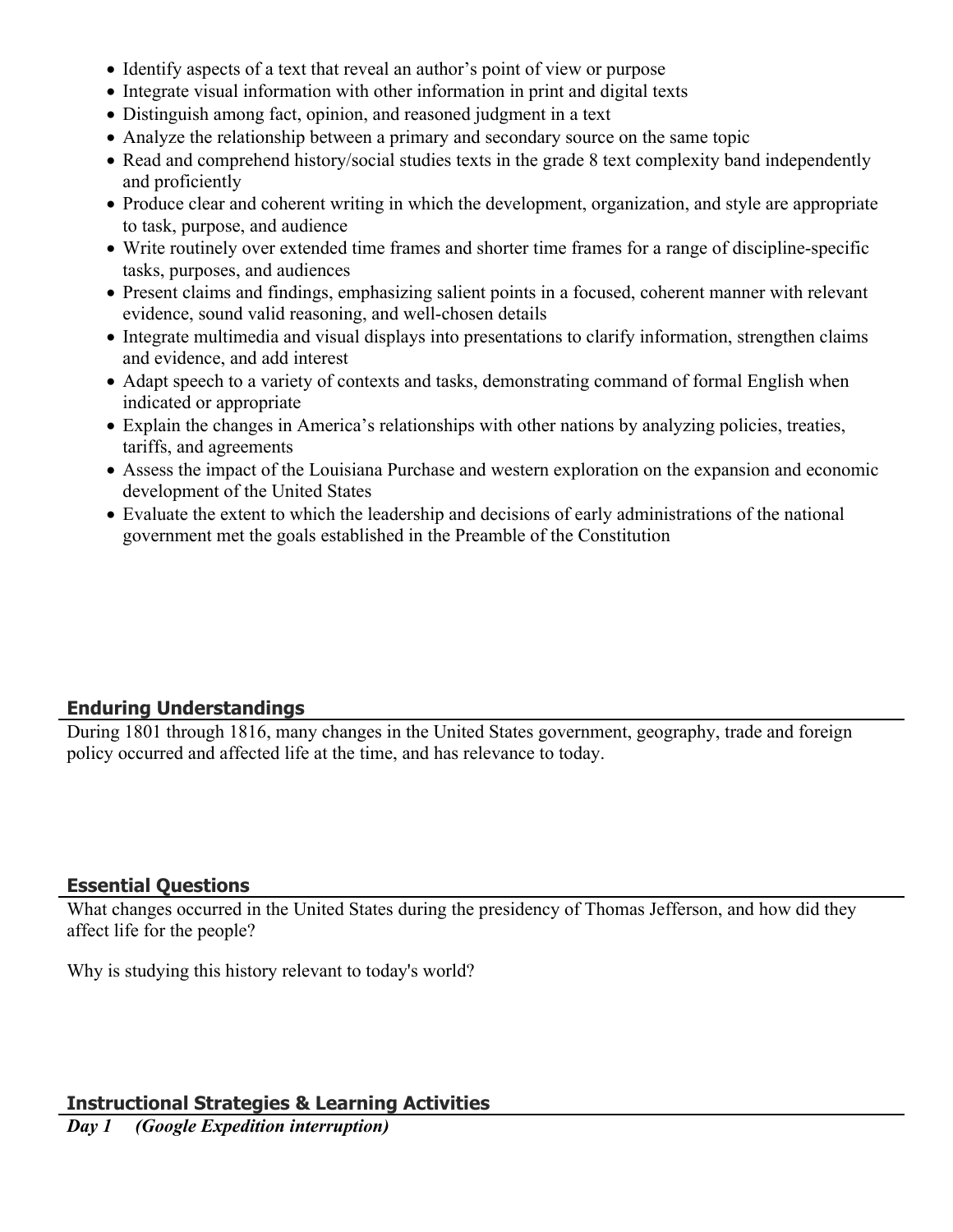- Identify aspects of a text that reveal an author's point of view or purpose
- Integrate visual information with other information in print and digital texts
- Distinguish among fact, opinion, and reasoned judgment in a text
- Analyze the relationship between a primary and secondary source on the same topic
- Read and comprehend history/social studies texts in the grade 8 text complexity band independently and proficiently
- Produce clear and coherent writing in which the development, organization, and style are appropriate to task, purpose, and audience
- Write routinely over extended time frames and shorter time frames for a range of discipline-specific tasks, purposes, and audiences
- Present claims and findings, emphasizing salient points in a focused, coherent manner with relevant evidence, sound valid reasoning, and well-chosen details
- Integrate multimedia and visual displays into presentations to clarify information, strengthen claims and evidence, and add interest
- Adapt speech to a variety of contexts and tasks, demonstrating command of formal English when indicated or appropriate
- Explain the changes in America's relationships with other nations by analyzing policies, treaties, tariffs, and agreements
- Assess the impact of the Louisiana Purchase and western exploration on the expansion and economic development of the United States
- Evaluate the extent to which the leadership and decisions of early administrations of the national government met the goals established in the Preamble of the Constitution

## Enduring Understandings

During 1801 through 1816, many changes in the United States government, geography, trade and foreign policy occurred and affected life at the time, and has relevance to today.

## Essential Questions

What changes occurred in the United States during the presidency of Thomas Jefferson, and how did they affect life for the people?

Why is studying this history relevant to today's world?

## Instructional Strategies & Learning Activities

***Day 1 (Google Expedition interruption)***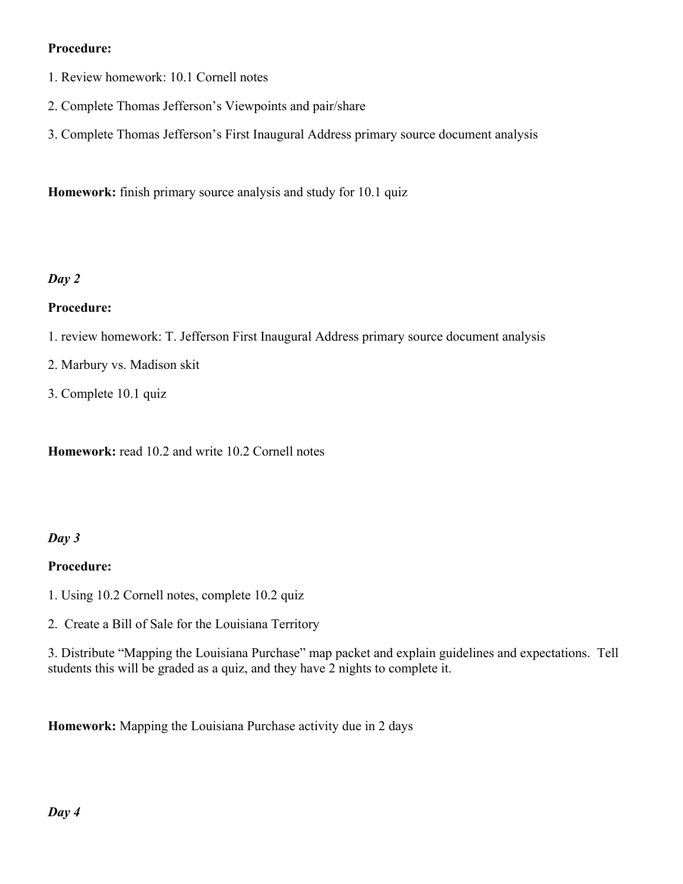**Procedure:**

1. Review homework: 10.1 Cornell notes

2. Complete Thomas Jefferson's Viewpoints and pair/share

3. Complete Thomas Jefferson's First Inaugural Address primary source document analysis

**Homework:** finish primary source analysis and study for 10.1 quiz

***Day 2***

**Procedure:**

1. review homework: T. Jefferson First Inaugural Address primary source document analysis

2. Marbury vs. Madison skit

3. Complete 10.1 quiz

**Homework:** read 10.2 and write 10.2 Cornell notes

***Day 3***

**Procedure:**

1. Using 10.2 Cornell notes, complete 10.2 quiz

2. Create a Bill of Sale for the Louisiana Territory

3. Distribute "Mapping the Louisiana Purchase" map packet and explain guidelines and expectations. Tell students this will be graded as a quiz, and they have 2 nights to complete it.

**Homework:** Mapping the Louisiana Purchase activity due in 2 days

***Day 4***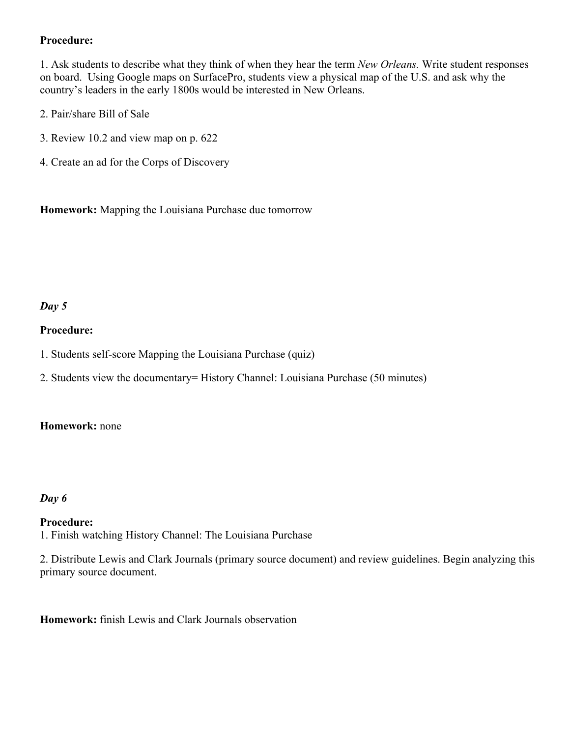**Procedure:**

1. Ask students to describe what they think of when they hear the term *New Orleans.* Write student responses on board. Using Google maps on SurfacePro, students view a physical map of the U.S. and ask why the country's leaders in the early 1800s would be interested in New Orleans.

2. Pair/share Bill of Sale

3. Review 10.2 and view map on p. 622

4. Create an ad for the Corps of Discovery

**Homework:** Mapping the Louisiana Purchase due tomorrow

***Day 5***

**Procedure:**

1. Students self-score Mapping the Louisiana Purchase (quiz)

2. Students view the documentary= History Channel: Louisiana Purchase (50 minutes)

**Homework:** none

***Day 6***

**Procedure:**

1. Finish watching History Channel: The Louisiana Purchase

2. Distribute Lewis and Clark Journals (primary source document) and review guidelines. Begin analyzing this primary source document.

**Homework:** finish Lewis and Clark Journals observation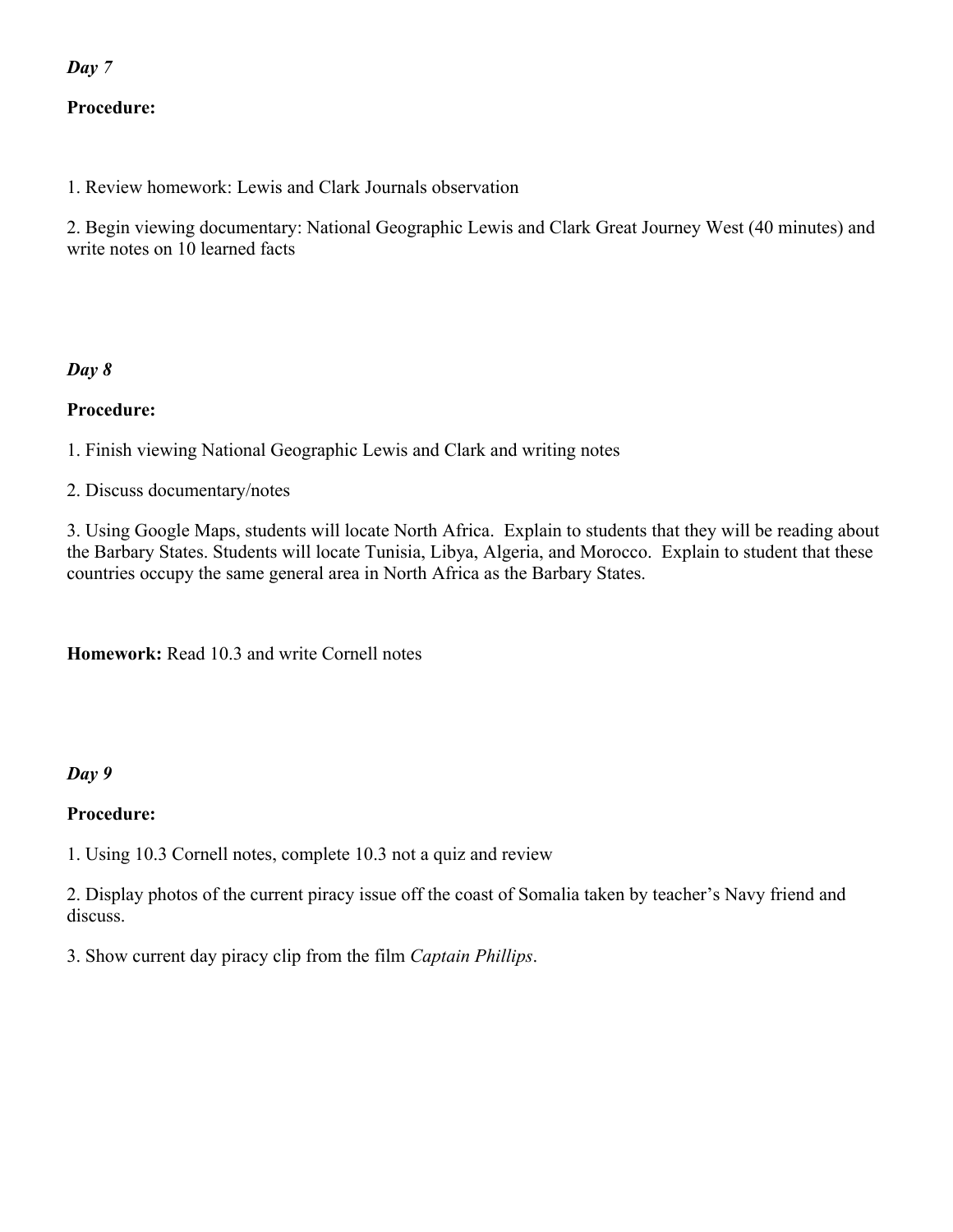*Day 7*

**Procedure:**

1. Review homework: Lewis and Clark Journals observation

2. Begin viewing documentary: National Geographic Lewis and Clark Great Journey West (40 minutes) and write notes on 10 learned facts

*Day 8*

**Procedure:**

1. Finish viewing National Geographic Lewis and Clark and writing notes

2. Discuss documentary/notes

3. Using Google Maps, students will locate North Africa. Explain to students that they will be reading about the Barbary States. Students will locate Tunisia, Libya, Algeria, and Morocco. Explain to student that these countries occupy the same general area in North Africa as the Barbary States.

**Homework:** Read 10.3 and write Cornell notes

*Day 9*

**Procedure:**

1. Using 10.3 Cornell notes, complete 10.3 not a quiz and review

2. Display photos of the current piracy issue off the coast of Somalia taken by teacher's Navy friend and discuss.

3. Show current day piracy clip from the film *Captain Phillips*.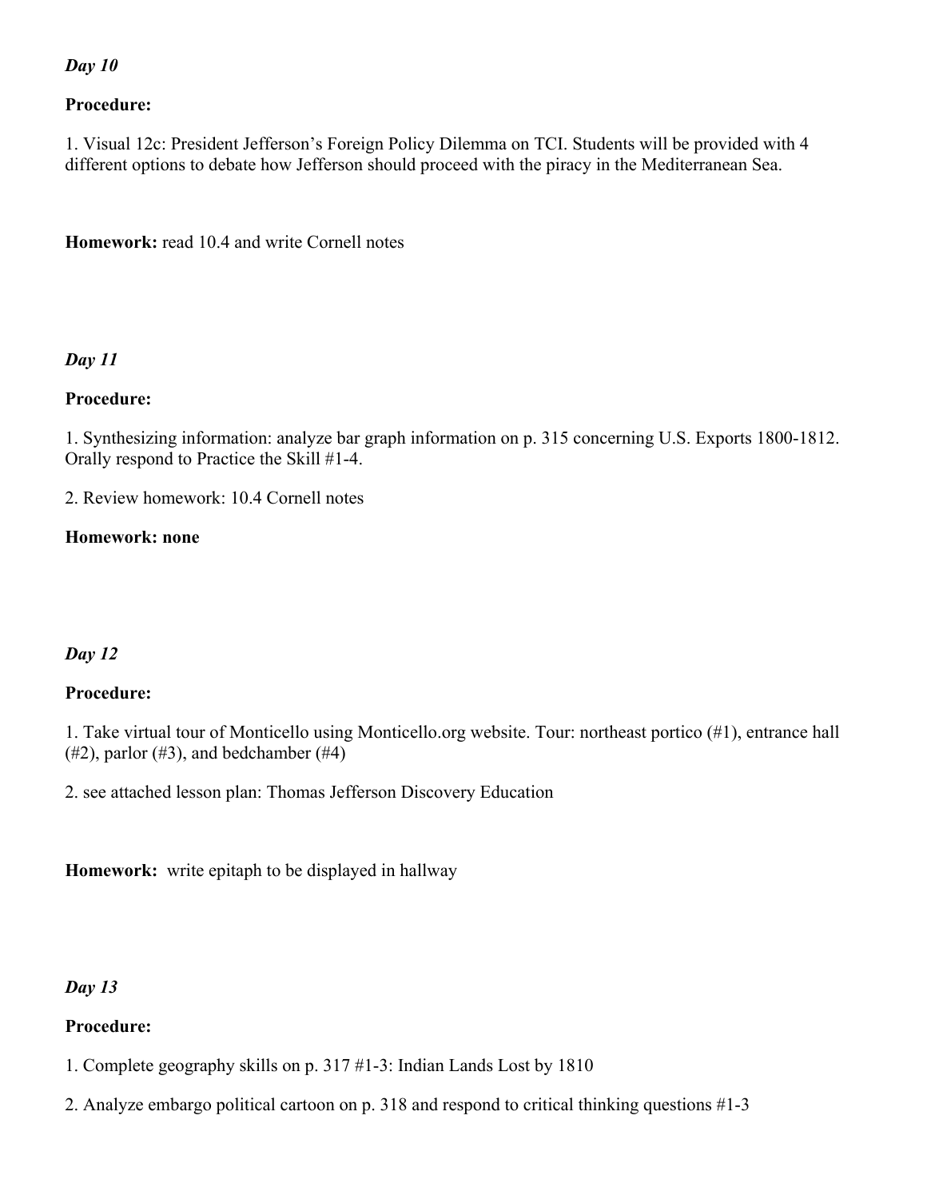*Day 10*

**Procedure:**

1. Visual 12c: President Jefferson's Foreign Policy Dilemma on TCI. Students will be provided with 4 different options to debate how Jefferson should proceed with the piracy in the Mediterranean Sea.

**Homework:** read 10.4 and write Cornell notes

*Day 11*

**Procedure:**

1. Synthesizing information: analyze bar graph information on p. 315 concerning U.S. Exports 1800-1812. Orally respond to Practice the Skill #1-4.

2. Review homework: 10.4 Cornell notes

**Homework: none**

*Day 12*

**Procedure:**

1. Take virtual tour of Monticello using Monticello.org website. Tour: northeast portico (#1), entrance hall (#2), parlor (#3), and bedchamber (#4)

2. see attached lesson plan: Thomas Jefferson Discovery Education

**Homework:** write epitaph to be displayed in hallway

*Day 13*

**Procedure:**

1. Complete geography skills on p. 317 #1-3: Indian Lands Lost by 1810

2. Analyze embargo political cartoon on p. 318 and respond to critical thinking questions #1-3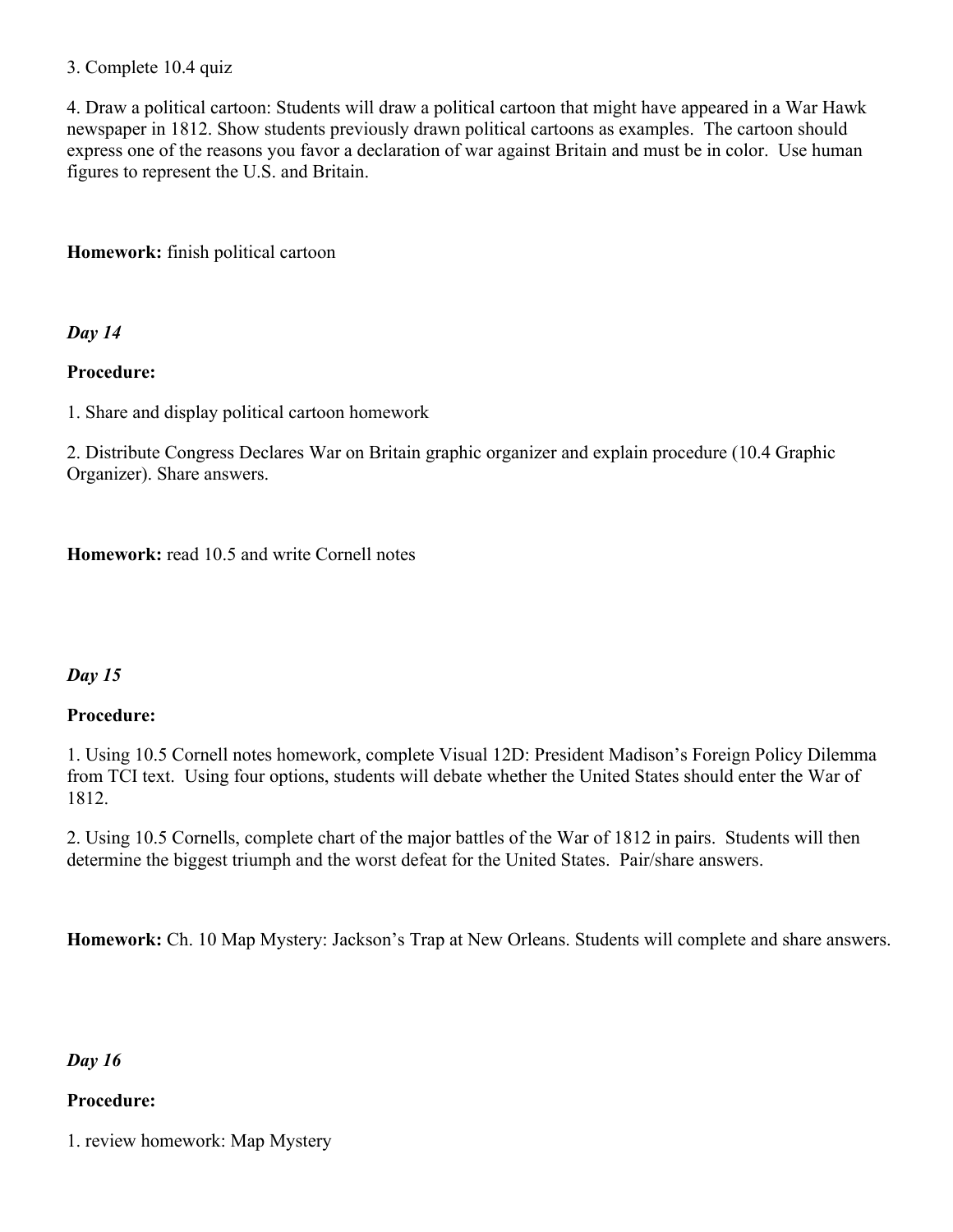3. Complete 10.4 quiz

4. Draw a political cartoon: Students will draw a political cartoon that might have appeared in a War Hawk newspaper in 1812. Show students previously drawn political cartoons as examples. The cartoon should express one of the reasons you favor a declaration of war against Britain and must be in color. Use human figures to represent the U.S. and Britain.

**Homework:** finish political cartoon

***Day 14***

**Procedure:**

1. Share and display political cartoon homework

2. Distribute Congress Declares War on Britain graphic organizer and explain procedure (10.4 Graphic Organizer). Share answers.

**Homework:** read 10.5 and write Cornell notes

***Day 15***

**Procedure:**

1. Using 10.5 Cornell notes homework, complete Visual 12D: President Madison's Foreign Policy Dilemma from TCI text. Using four options, students will debate whether the United States should enter the War of 1812.

2. Using 10.5 Cornells, complete chart of the major battles of the War of 1812 in pairs. Students will then determine the biggest triumph and the worst defeat for the United States. Pair/share answers.

**Homework:** Ch. 10 Map Mystery: Jackson's Trap at New Orleans. Students will complete and share answers.

***Day 16***

**Procedure:**

1. review homework: Map Mystery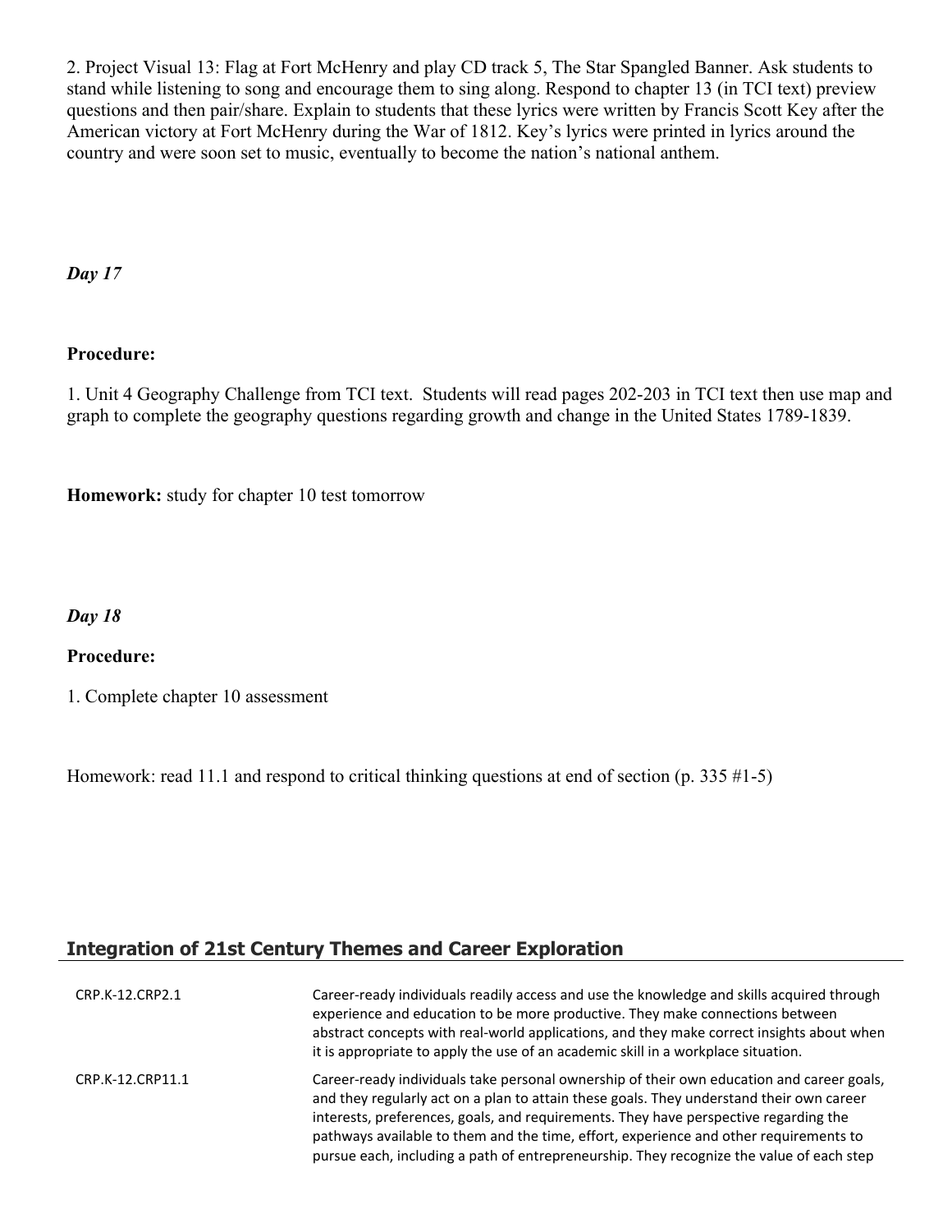2. Project Visual 13: Flag at Fort McHenry and play CD track 5, The Star Spangled Banner. Ask students to stand while listening to song and encourage them to sing along. Respond to chapter 13 (in TCI text) preview questions and then pair/share. Explain to students that these lyrics were written by Francis Scott Key after the American victory at Fort McHenry during the War of 1812. Key's lyrics were printed in lyrics around the country and were soon set to music, eventually to become the nation's national anthem.

***Day 17***

**Procedure:**

1. Unit 4 Geography Challenge from TCI text. Students will read pages 202-203 in TCI text then use map and graph to complete the geography questions regarding growth and change in the United States 1789-1839.

**Homework:** study for chapter 10 test tomorrow

***Day 18***

**Procedure:**

1. Complete chapter 10 assessment

Homework: read 11.1 and respond to critical thinking questions at end of section (p. 335 #1-5)

## Integration of 21st Century Themes and Career Exploration

| | |
|---|---|
| CRP.K-12.CRP2.1 | Career-ready individuals readily access and use the knowledge and skills acquired through experience and education to be more productive. They make connections between abstract concepts with real-world applications, and they make correct insights about when it is appropriate to apply the use of an academic skill in a workplace situation. |
| CRP.K-12.CRP11.1 | Career-ready individuals take personal ownership of their own education and career goals, and they regularly act on a plan to attain these goals. They understand their own career interests, preferences, goals, and requirements. They have perspective regarding the pathways available to them and the time, effort, experience and other requirements to pursue each, including a path of entrepreneurship. They recognize the value of each step |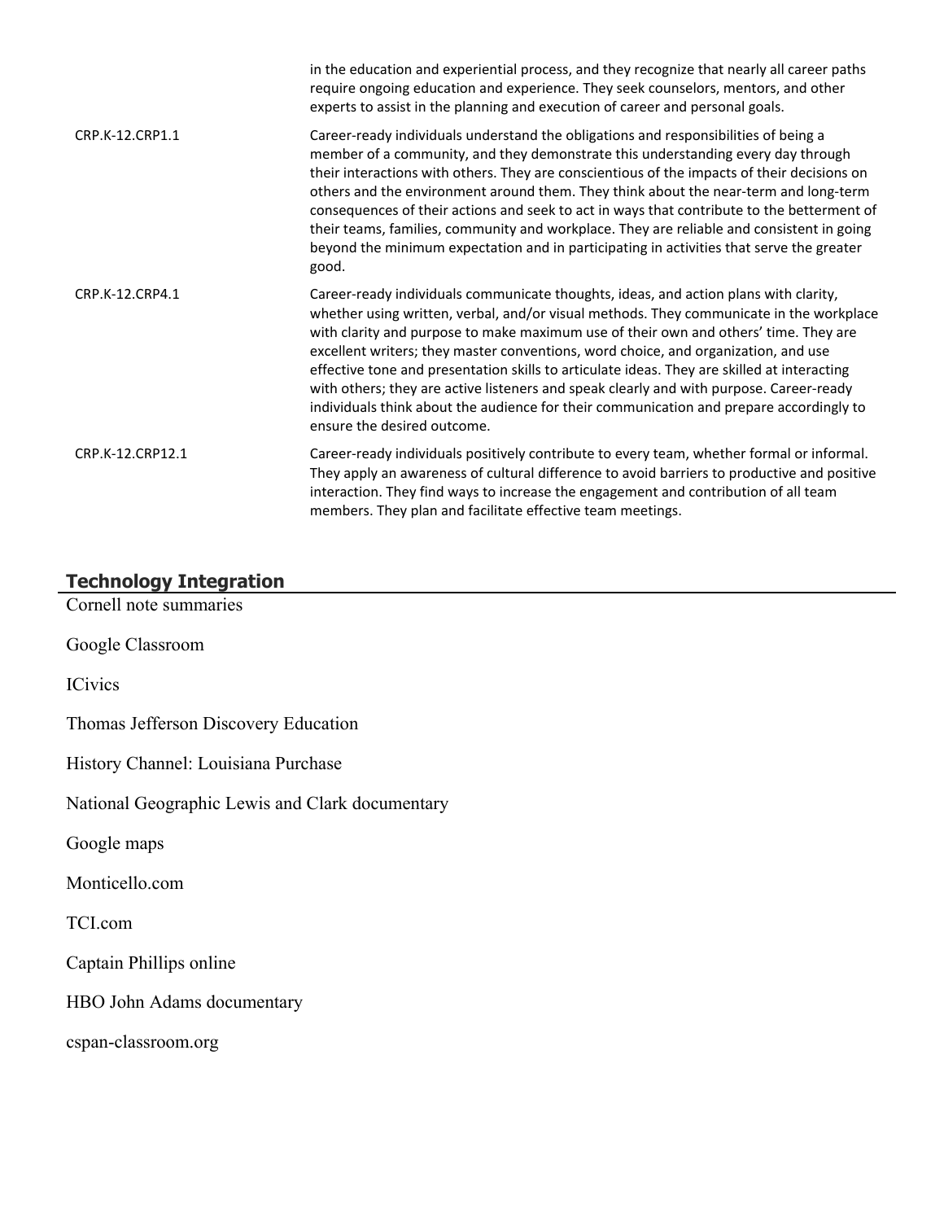|  |  |
|---|---|
|  | in the education and experiential process, and they recognize that nearly all career paths require ongoing education and experience. They seek counselors, mentors, and other experts to assist in the planning and execution of career and personal goals. |
| CRP.K-12.CRP1.1 | Career-ready individuals understand the obligations and responsibilities of being a member of a community, and they demonstrate this understanding every day through their interactions with others. They are conscientious of the impacts of their decisions on others and the environment around them. They think about the near-term and long-term consequences of their actions and seek to act in ways that contribute to the betterment of their teams, families, community and workplace. They are reliable and consistent in going beyond the minimum expectation and in participating in activities that serve the greater good. |
| CRP.K-12.CRP4.1 | Career-ready individuals communicate thoughts, ideas, and action plans with clarity, whether using written, verbal, and/or visual methods. They communicate in the workplace with clarity and purpose to make maximum use of their own and others' time. They are excellent writers; they master conventions, word choice, and organization, and use effective tone and presentation skills to articulate ideas. They are skilled at interacting with others; they are active listeners and speak clearly and with purpose. Career-ready individuals think about the audience for their communication and prepare accordingly to ensure the desired outcome. |
| CRP.K-12.CRP12.1 | Career-ready individuals positively contribute to every team, whether formal or informal. They apply an awareness of cultural difference to avoid barriers to productive and positive interaction. They find ways to increase the engagement and contribution of all team members. They plan and facilitate effective team meetings. |

## Technology Integration

Cornell note summaries

Google Classroom

ICivics

Thomas Jefferson Discovery Education

History Channel: Louisiana Purchase

National Geographic Lewis and Clark documentary

Google maps

Monticello.com

TCI.com

Captain Phillips online

HBO John Adams documentary

cspan-classroom.org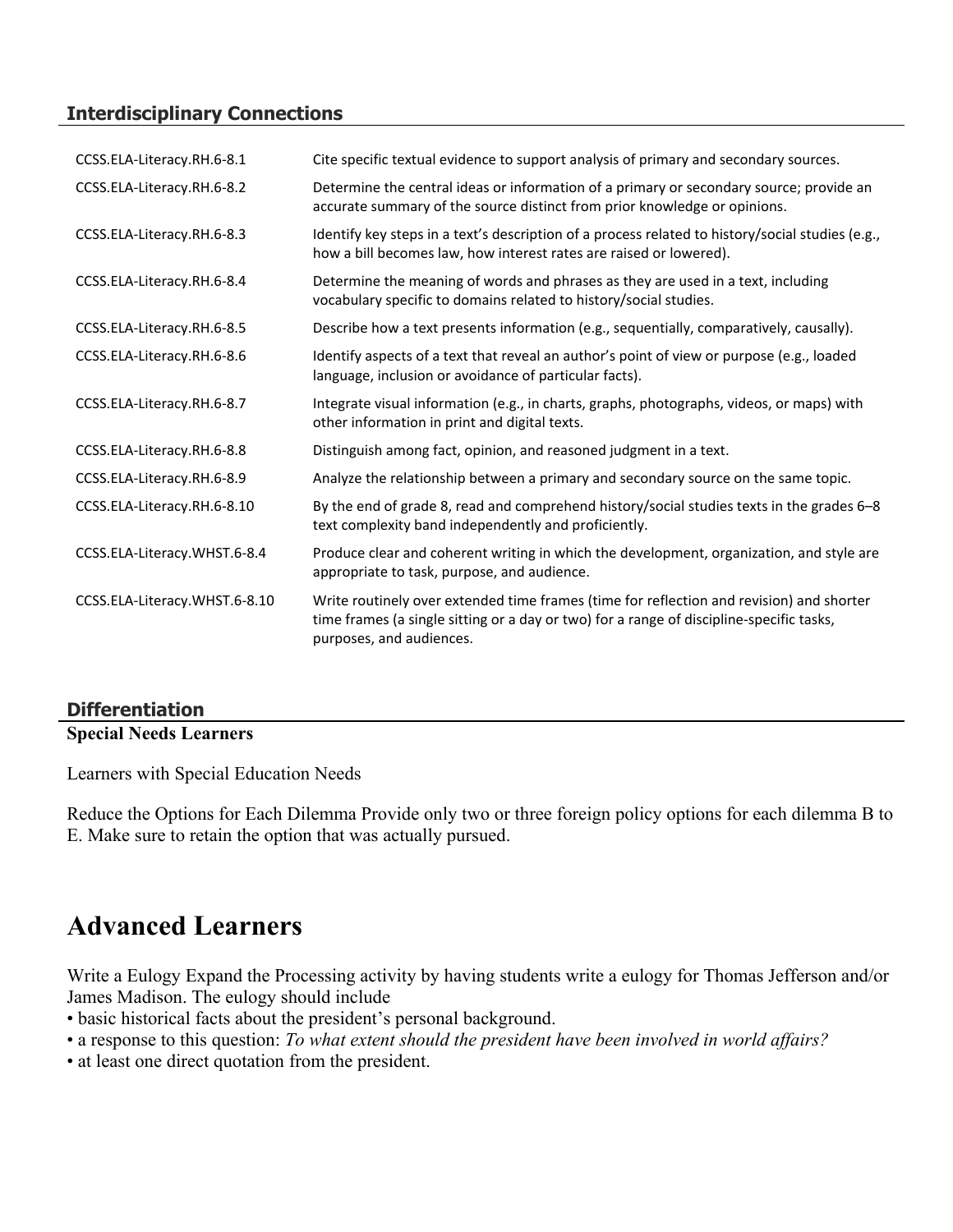## Interdisciplinary Connections

| | |
|---|---|
| CCSS.ELA-Literacy.RH.6-8.1 | Cite specific textual evidence to support analysis of primary and secondary sources. |
| CCSS.ELA-Literacy.RH.6-8.2 | Determine the central ideas or information of a primary or secondary source; provide an accurate summary of the source distinct from prior knowledge or opinions. |
| CCSS.ELA-Literacy.RH.6-8.3 | Identify key steps in a text's description of a process related to history/social studies (e.g., how a bill becomes law, how interest rates are raised or lowered). |
| CCSS.ELA-Literacy.RH.6-8.4 | Determine the meaning of words and phrases as they are used in a text, including vocabulary specific to domains related to history/social studies. |
| CCSS.ELA-Literacy.RH.6-8.5 | Describe how a text presents information (e.g., sequentially, comparatively, causally). |
| CCSS.ELA-Literacy.RH.6-8.6 | Identify aspects of a text that reveal an author's point of view or purpose (e.g., loaded language, inclusion or avoidance of particular facts). |
| CCSS.ELA-Literacy.RH.6-8.7 | Integrate visual information (e.g., in charts, graphs, photographs, videos, or maps) with other information in print and digital texts. |
| CCSS.ELA-Literacy.RH.6-8.8 | Distinguish among fact, opinion, and reasoned judgment in a text. |
| CCSS.ELA-Literacy.RH.6-8.9 | Analyze the relationship between a primary and secondary source on the same topic. |
| CCSS.ELA-Literacy.RH.6-8.10 | By the end of grade 8, read and comprehend history/social studies texts in the grades 6–8 text complexity band independently and proficiently. |
| CCSS.ELA-Literacy.WHST.6-8.4 | Produce clear and coherent writing in which the development, organization, and style are appropriate to task, purpose, and audience. |
| CCSS.ELA-Literacy.WHST.6-8.10 | Write routinely over extended time frames (time for reflection and revision) and shorter time frames (a single sitting or a day or two) for a range of discipline-specific tasks, purposes, and audiences. |

## Differentiation

**Special Needs Learners**

Learners with Special Education Needs

Reduce the Options for Each Dilemma Provide only two or three foreign policy options for each dilemma B to E. Make sure to retain the option that was actually pursued.

# Advanced Learners

Write a Eulogy Expand the Processing activity by having students write a eulogy for Thomas Jefferson and/or James Madison. The eulogy should include

- basic historical facts about the president's personal background.
- a response to this question: *To what extent should the president have been involved in world affairs?*
- at least one direct quotation from the president.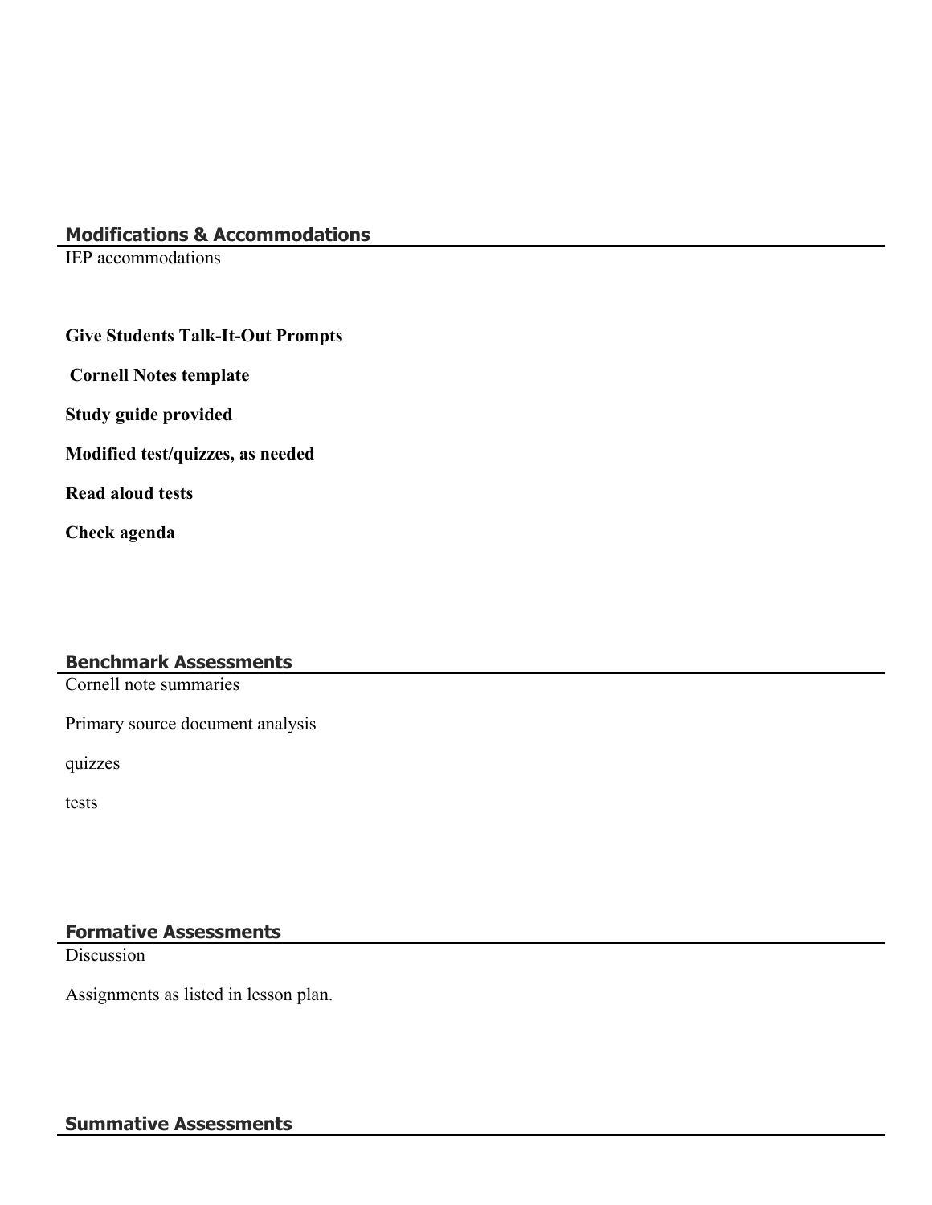## Modifications & Accommodations

IEP accommodations

**Give Students Talk-It-Out Prompts**

**Cornell Notes template**

**Study guide provided**

**Modified test/quizzes, as needed**

**Read aloud tests**

**Check agenda**

## Benchmark Assessments

Cornell note summaries

Primary source document analysis

quizzes

tests

## Formative Assessments

Discussion

Assignments as listed in lesson plan.

## Summative Assessments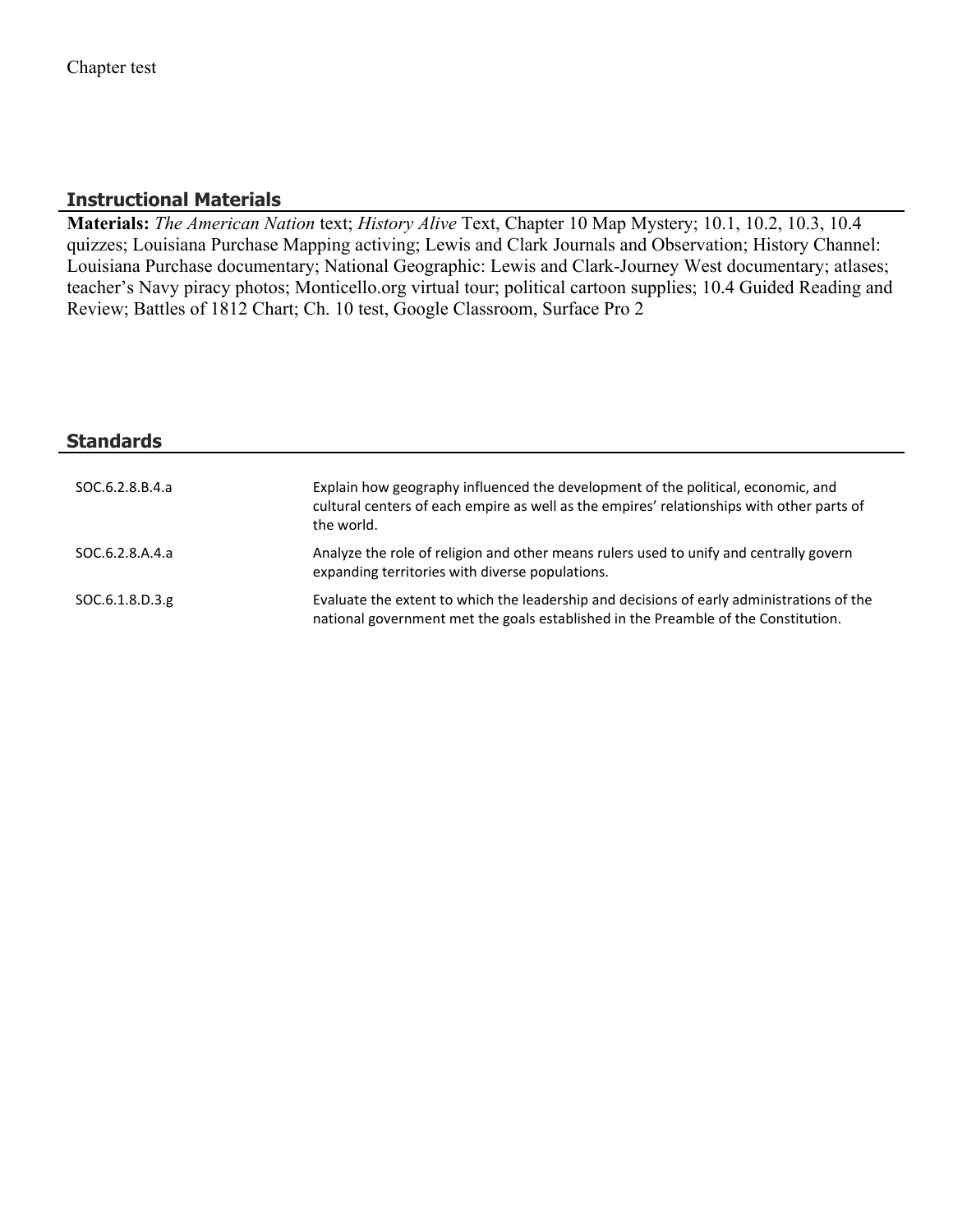Chapter test

## Instructional Materials

**Materials:** *The American Nation* text; *History Alive* Text, Chapter 10 Map Mystery; 10.1, 10.2, 10.3, 10.4 quizzes; Louisiana Purchase Mapping activing; Lewis and Clark Journals and Observation; History Channel: Louisiana Purchase documentary; National Geographic: Lewis and Clark-Journey West documentary; atlases; teacher's Navy piracy photos; Monticello.org virtual tour; political cartoon supplies; 10.4 Guided Reading and Review; Battles of 1812 Chart; Ch. 10 test, Google Classroom, Surface Pro 2

## Standards

| | |
|---|---|
| SOC.6.2.8.B.4.a | Explain how geography influenced the development of the political, economic, and cultural centers of each empire as well as the empires' relationships with other parts of the world. |
| SOC.6.2.8.A.4.a | Analyze the role of religion and other means rulers used to unify and centrally govern expanding territories with diverse populations. |
| SOC.6.1.8.D.3.g | Evaluate the extent to which the leadership and decisions of early administrations of the national government met the goals established in the Preamble of the Constitution. |